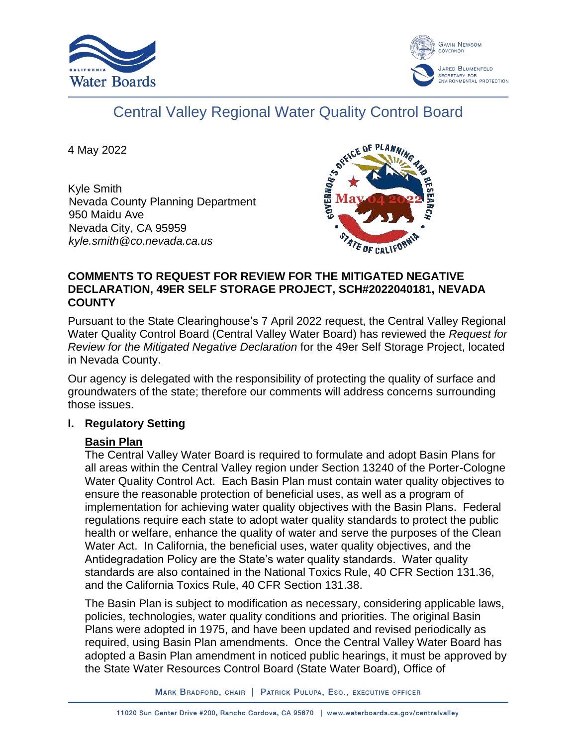# Central Valley Regional Water Quality Control Board

4 May 2022

Kyle Smith
Nevada County Planning Department
950 Maidu Ave
Nevada City, CA 95959
*kyle.smith@co.nevada.ca.us*

**COMMENTS TO REQUEST FOR REVIEW FOR THE MITIGATED NEGATIVE DECLARATION, 49ER SELF STORAGE PROJECT, SCH#2022040181, NEVADA COUNTY**

Pursuant to the State Clearinghouse's 7 April 2022 request, the Central Valley Regional Water Quality Control Board (Central Valley Water Board) has reviewed the *Request for Review for the Mitigated Negative Declaration* for the 49er Self Storage Project, located in Nevada County.

Our agency is delegated with the responsibility of protecting the quality of surface and groundwaters of the state; therefore our comments will address concerns surrounding those issues.

## I. Regulatory Setting

**Basin Plan**

The Central Valley Water Board is required to formulate and adopt Basin Plans for all areas within the Central Valley region under Section 13240 of the Porter-Cologne Water Quality Control Act. Each Basin Plan must contain water quality objectives to ensure the reasonable protection of beneficial uses, as well as a program of implementation for achieving water quality objectives with the Basin Plans. Federal regulations require each state to adopt water quality standards to protect the public health or welfare, enhance the quality of water and serve the purposes of the Clean Water Act. In California, the beneficial uses, water quality objectives, and the Antidegradation Policy are the State's water quality standards. Water quality standards are also contained in the National Toxics Rule, 40 CFR Section 131.36, and the California Toxics Rule, 40 CFR Section 131.38.

The Basin Plan is subject to modification as necessary, considering applicable laws, policies, technologies, water quality conditions and priorities. The original Basin Plans were adopted in 1975, and have been updated and revised periodically as required, using Basin Plan amendments. Once the Central Valley Water Board has adopted a Basin Plan amendment in noticed public hearings, it must be approved by the State Water Resources Control Board (State Water Board), Office of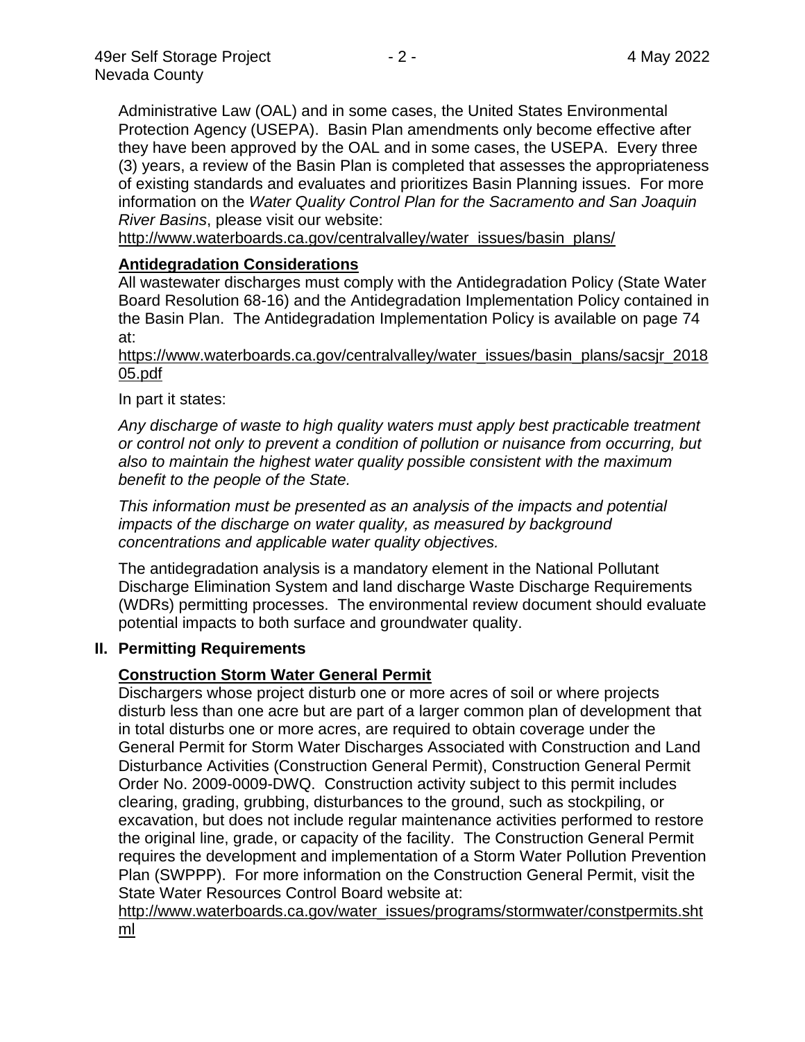Administrative Law (OAL) and in some cases, the United States Environmental Protection Agency (USEPA). Basin Plan amendments only become effective after they have been approved by the OAL and in some cases, the USEPA. Every three (3) years, a review of the Basin Plan is completed that assesses the appropriateness of existing standards and evaluates and prioritizes Basin Planning issues. For more information on the *Water Quality Control Plan for the Sacramento and San Joaquin River Basins*, please visit our website:
http://www.waterboards.ca.gov/centralvalley/water_issues/basin_plans/

**Antidegradation Considerations**

All wastewater discharges must comply with the Antidegradation Policy (State Water Board Resolution 68-16) and the Antidegradation Implementation Policy contained in the Basin Plan. The Antidegradation Implementation Policy is available on page 74 at:
https://www.waterboards.ca.gov/centralvalley/water_issues/basin_plans/sacsjr_201805.pdf

In part it states:

*Any discharge of waste to high quality waters must apply best practicable treatment or control not only to prevent a condition of pollution or nuisance from occurring, but also to maintain the highest water quality possible consistent with the maximum benefit to the people of the State.*

*This information must be presented as an analysis of the impacts and potential impacts of the discharge on water quality, as measured by background concentrations and applicable water quality objectives.*

The antidegradation analysis is a mandatory element in the National Pollutant Discharge Elimination System and land discharge Waste Discharge Requirements (WDRs) permitting processes. The environmental review document should evaluate potential impacts to both surface and groundwater quality.

## II. Permitting Requirements

**Construction Storm Water General Permit**

Dischargers whose project disturb one or more acres of soil or where projects disturb less than one acre but are part of a larger common plan of development that in total disturbs one or more acres, are required to obtain coverage under the General Permit for Storm Water Discharges Associated with Construction and Land Disturbance Activities (Construction General Permit), Construction General Permit Order No. 2009-0009-DWQ. Construction activity subject to this permit includes clearing, grading, grubbing, disturbances to the ground, such as stockpiling, or excavation, but does not include regular maintenance activities performed to restore the original line, grade, or capacity of the facility. The Construction General Permit requires the development and implementation of a Storm Water Pollution Prevention Plan (SWPPP). For more information on the Construction General Permit, visit the State Water Resources Control Board website at:
http://www.waterboards.ca.gov/water_issues/programs/stormwater/constpermits.shtml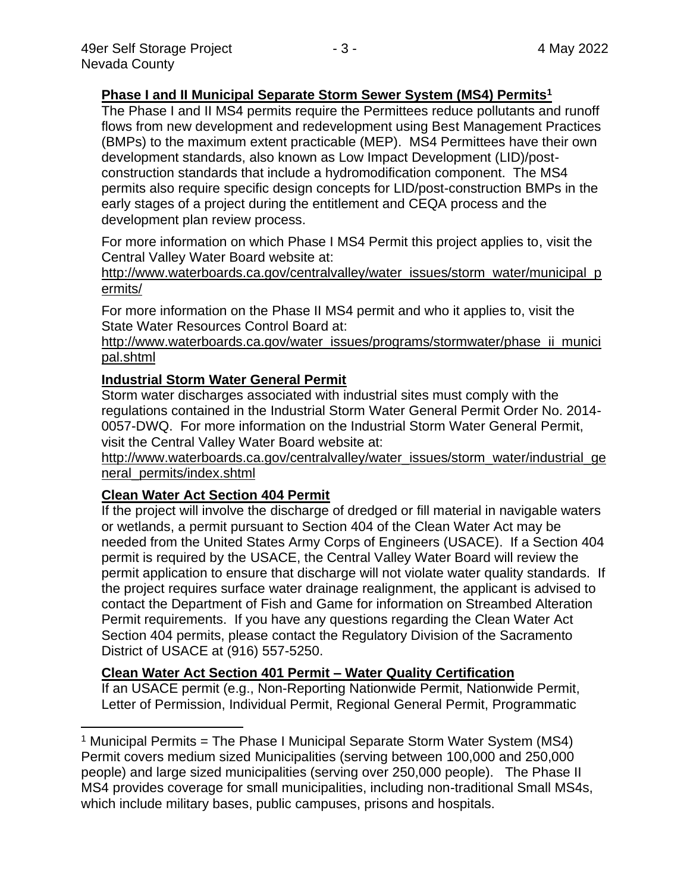## Phase I and II Municipal Separate Storm Sewer System (MS4) Permits[1]

The Phase I and II MS4 permits require the Permittees reduce pollutants and runoff flows from new development and redevelopment using Best Management Practices (BMPs) to the maximum extent practicable (MEP). MS4 Permittees have their own development standards, also known as Low Impact Development (LID)/post-construction standards that include a hydromodification component. The MS4 permits also require specific design concepts for LID/post-construction BMPs in the early stages of a project during the entitlement and CEQA process and the development plan review process.

For more information on which Phase I MS4 Permit this project applies to, visit the Central Valley Water Board website at:
http://www.waterboards.ca.gov/centralvalley/water_issues/storm_water/municipal_permits/

For more information on the Phase II MS4 permit and who it applies to, visit the State Water Resources Control Board at:
http://www.waterboards.ca.gov/water_issues/programs/stormwater/phase_ii_municipal.shtml

## Industrial Storm Water General Permit

Storm water discharges associated with industrial sites must comply with the regulations contained in the Industrial Storm Water General Permit Order No. 2014-0057-DWQ. For more information on the Industrial Storm Water General Permit, visit the Central Valley Water Board website at:
http://www.waterboards.ca.gov/centralvalley/water_issues/storm_water/industrial_general_permits/index.shtml

## Clean Water Act Section 404 Permit

If the project will involve the discharge of dredged or fill material in navigable waters or wetlands, a permit pursuant to Section 404 of the Clean Water Act may be needed from the United States Army Corps of Engineers (USACE). If a Section 404 permit is required by the USACE, the Central Valley Water Board will review the permit application to ensure that discharge will not violate water quality standards. If the project requires surface water drainage realignment, the applicant is advised to contact the Department of Fish and Game for information on Streambed Alteration Permit requirements. If you have any questions regarding the Clean Water Act Section 404 permits, please contact the Regulatory Division of the Sacramento District of USACE at (916) 557-5250.

## Clean Water Act Section 401 Permit – Water Quality Certification

If an USACE permit (e.g., Non-Reporting Nationwide Permit, Nationwide Permit, Letter of Permission, Individual Permit, Regional General Permit, Programmatic

---

[1] Municipal Permits = The Phase I Municipal Separate Storm Water System (MS4) Permit covers medium sized Municipalities (serving between 100,000 and 250,000 people) and large sized municipalities (serving over 250,000 people). The Phase II MS4 provides coverage for small municipalities, including non-traditional Small MS4s, which include military bases, public campuses, prisons and hospitals.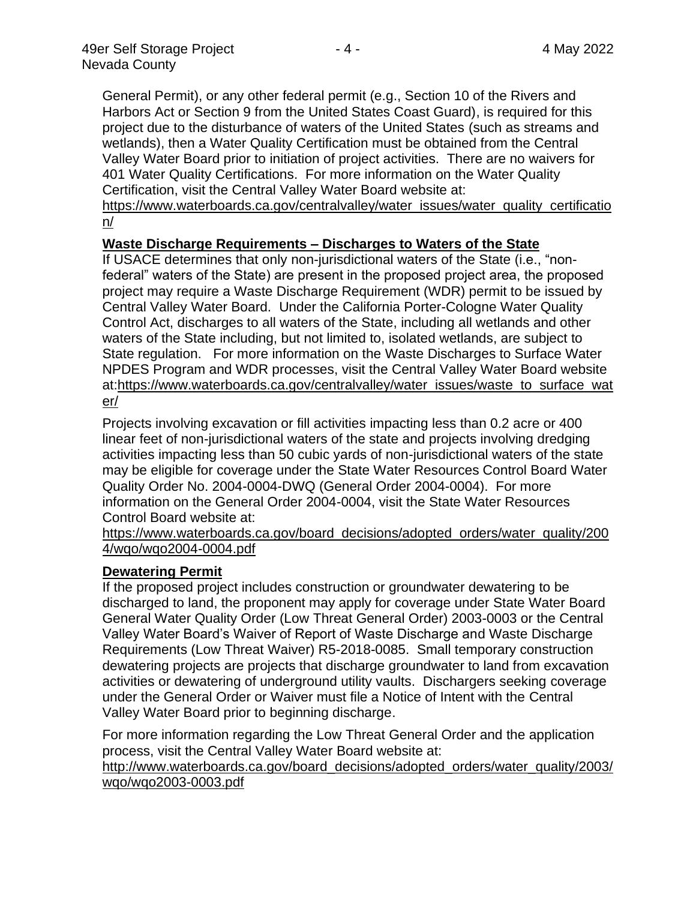General Permit), or any other federal permit (e.g., Section 10 of the Rivers and Harbors Act or Section 9 from the United States Coast Guard), is required for this project due to the disturbance of waters of the United States (such as streams and wetlands), then a Water Quality Certification must be obtained from the Central Valley Water Board prior to initiation of project activities. There are no waivers for 401 Water Quality Certifications. For more information on the Water Quality Certification, visit the Central Valley Water Board website at: https://www.waterboards.ca.gov/centralvalley/water_issues/water_quality_certification/

**Waste Discharge Requirements – Discharges to Waters of the State**

If USACE determines that only non-jurisdictional waters of the State (i.e., "non-federal" waters of the State) are present in the proposed project area, the proposed project may require a Waste Discharge Requirement (WDR) permit to be issued by Central Valley Water Board. Under the California Porter-Cologne Water Quality Control Act, discharges to all waters of the State, including all wetlands and other waters of the State including, but not limited to, isolated wetlands, are subject to State regulation. For more information on the Waste Discharges to Surface Water NPDES Program and WDR processes, visit the Central Valley Water Board website at: https://www.waterboards.ca.gov/centralvalley/water_issues/waste_to_surface_water/

Projects involving excavation or fill activities impacting less than 0.2 acre or 400 linear feet of non-jurisdictional waters of the state and projects involving dredging activities impacting less than 50 cubic yards of non-jurisdictional waters of the state may be eligible for coverage under the State Water Resources Control Board Water Quality Order No. 2004-0004-DWQ (General Order 2004-0004). For more information on the General Order 2004-0004, visit the State Water Resources Control Board website at: https://www.waterboards.ca.gov/board_decisions/adopted_orders/water_quality/2004/wqo/wqo2004-0004.pdf

**Dewatering Permit**

If the proposed project includes construction or groundwater dewatering to be discharged to land, the proponent may apply for coverage under State Water Board General Water Quality Order (Low Threat General Order) 2003-0003 or the Central Valley Water Board's Waiver of Report of Waste Discharge and Waste Discharge Requirements (Low Threat Waiver) R5-2018-0085. Small temporary construction dewatering projects are projects that discharge groundwater to land from excavation activities or dewatering of underground utility vaults. Dischargers seeking coverage under the General Order or Waiver must file a Notice of Intent with the Central Valley Water Board prior to beginning discharge.

For more information regarding the Low Threat General Order and the application process, visit the Central Valley Water Board website at: http://www.waterboards.ca.gov/board_decisions/adopted_orders/water_quality/2003/wqo/wqo2003-0003.pdf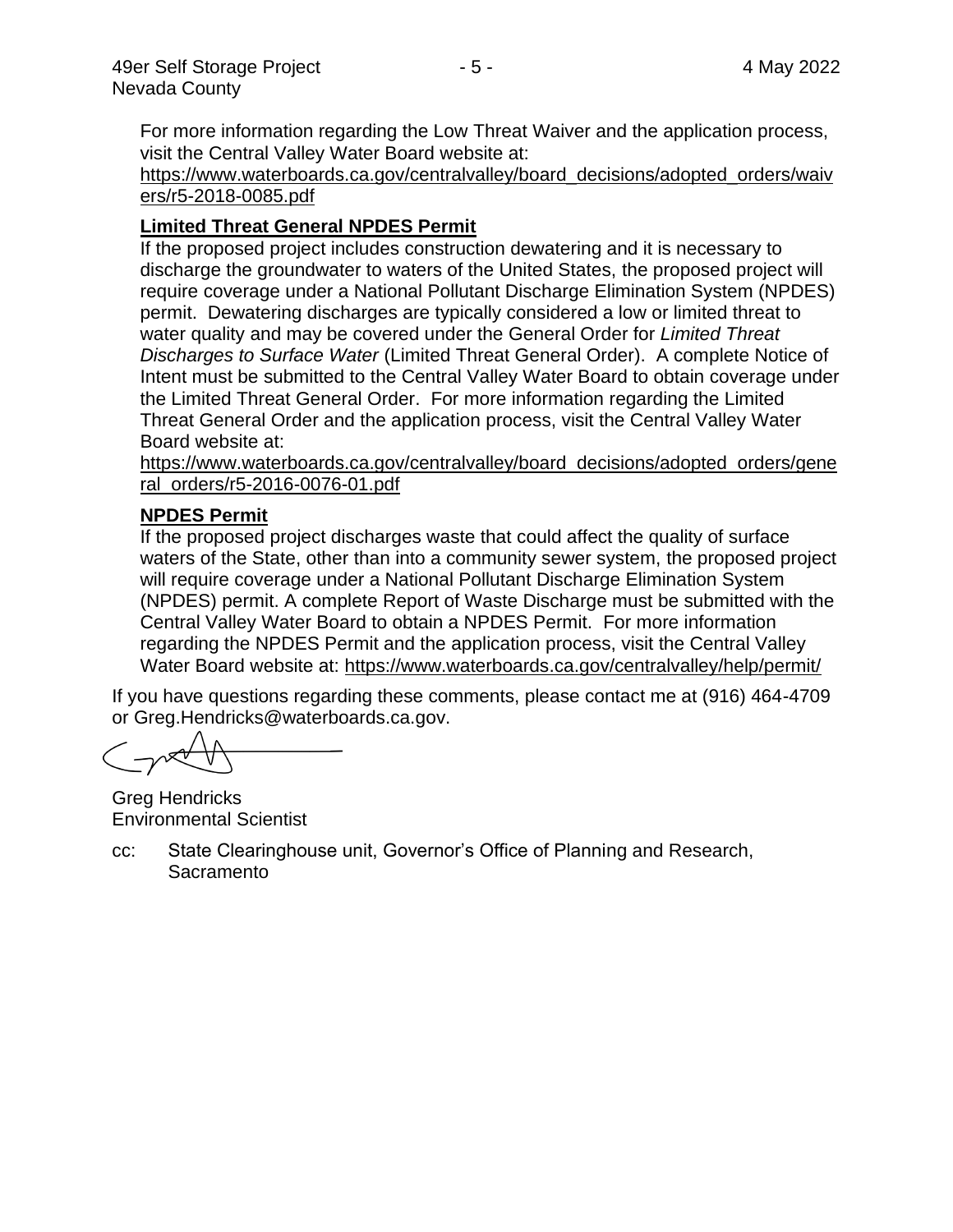For more information regarding the Low Threat Waiver and the application process, visit the Central Valley Water Board website at: https://www.waterboards.ca.gov/centralvalley/board_decisions/adopted_orders/waivers/r5-2018-0085.pdf

**Limited Threat General NPDES Permit**

If the proposed project includes construction dewatering and it is necessary to discharge the groundwater to waters of the United States, the proposed project will require coverage under a National Pollutant Discharge Elimination System (NPDES) permit. Dewatering discharges are typically considered a low or limited threat to water quality and may be covered under the General Order for *Limited Threat Discharges to Surface Water* (Limited Threat General Order). A complete Notice of Intent must be submitted to the Central Valley Water Board to obtain coverage under the Limited Threat General Order. For more information regarding the Limited Threat General Order and the application process, visit the Central Valley Water Board website at: https://www.waterboards.ca.gov/centralvalley/board_decisions/adopted_orders/general_orders/r5-2016-0076-01.pdf

**NPDES Permit**

If the proposed project discharges waste that could affect the quality of surface waters of the State, other than into a community sewer system, the proposed project will require coverage under a National Pollutant Discharge Elimination System (NPDES) permit. A complete Report of Waste Discharge must be submitted with the Central Valley Water Board to obtain a NPDES Permit. For more information regarding the NPDES Permit and the application process, visit the Central Valley Water Board website at: https://www.waterboards.ca.gov/centralvalley/help/permit/

If you have questions regarding these comments, please contact me at (916) 464-4709 or Greg.Hendricks@waterboards.ca.gov.

Greg Hendricks
Environmental Scientist

cc: State Clearinghouse unit, Governor's Office of Planning and Research, Sacramento